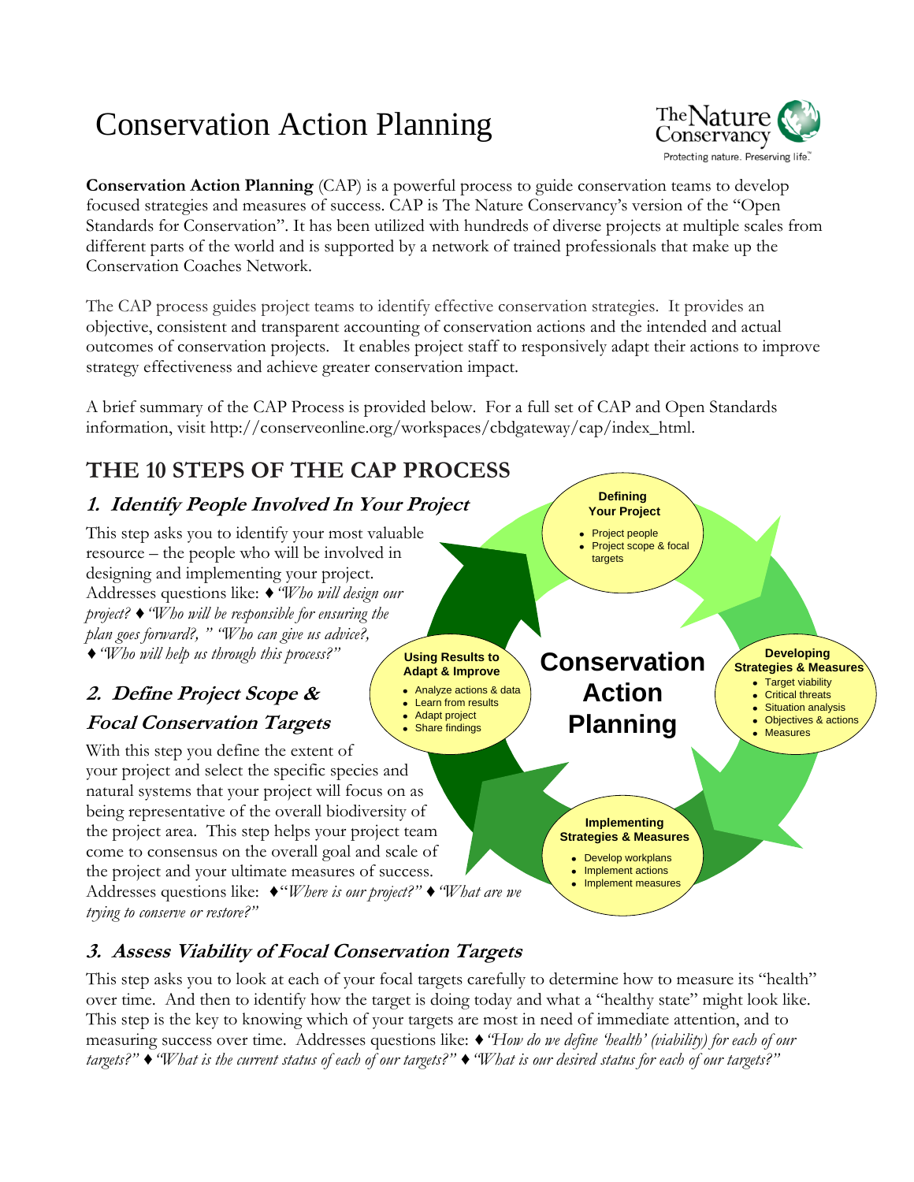# Conservation Action Planning

**Conservation Action Planning** (CAP) is a powerful process to guide conservation teams to develop focused strategies and measures of success. CAP is The Nature Conservancy's version of the "Open Standards for Conservation". It has been utilized with hundreds of diverse projects at multiple scales from different parts of the world and is supported by a network of trained professionals that make up the Conservation Coaches Network.

The CAP process guides project teams to identify effective conservation strategies. It provides an objective, consistent and transparent accounting of conservation actions and the intended and actual outcomes of conservation projects. It enables project staff to responsively adapt their actions to improve strategy effectiveness and achieve greater conservation impact.

A brief summary of the CAP Process is provided below. For a full set of CAP and Open Standards information, visit http://conserveonline.org/workspaces/cbdgateway/cap/index_html.

## THE 10 STEPS OF THE CAP PROCESS

### *1. Identify People Involved In Your Project*

This step asks you to identify your most valuable resource – the people who will be involved in designing and implementing your project. Addresses questions like: ♦ *"Who will design our project?* ♦ *"Who will be responsible for ensuring the plan goes forward?, " "Who can give us advice?,* ♦ *"Who will help us through this process?"*

### *2. Define Project Scope & Focal Conservation Targets*

With this step you define the extent of your project and select the specific species and natural systems that your project will focus on as being representative of the overall biodiversity of the project area. This step helps your project team come to consensus on the overall goal and scale of the project and your ultimate measures of success. Addresses questions like: ♦*"Where is our project?"* ♦ *"What are we trying to conserve or restore?"*

**Conservation Action Planning**

**Defining Your Project**
- Project people
- Project scope & focal targets

**Developing Strategies & Measures**
- Target viability
- Critical threats
- Situation analysis
- Objectives & actions
- Measures

**Implementing Strategies & Measures**
- Develop workplans
- Implement actions
- Implement measures

**Using Results to Adapt & Improve**
- Analyze actions & data
- Learn from results
- Adapt project
- Share findings

### *3. Assess Viability of Focal Conservation Targets*

This step asks you to look at each of your focal targets carefully to determine how to measure its "health" over time. And then to identify how the target is doing today and what a "healthy state" might look like. This step is the key to knowing which of your targets are most in need of immediate attention, and to measuring success over time. Addresses questions like: ♦ *"How do we define 'health' (viability) for each of our targets?"* ♦ *"What is the current status of each of our targets?"* ♦ *"What is our desired status for each of our targets?"*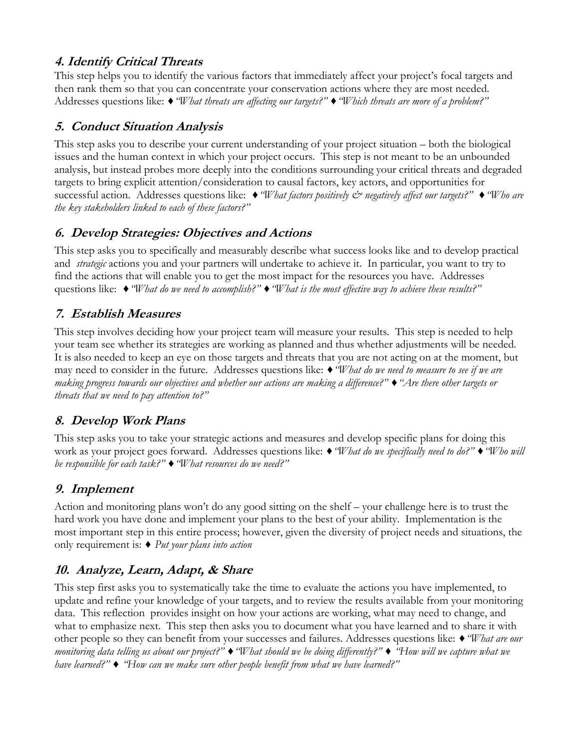## *4. Identify Critical Threats*

This step helps you to identify the various factors that immediately affect your project's focal targets and then rank them so that you can concentrate your conservation actions where they are most needed. Addresses questions like: ♦ *"What threats are affecting our targets?"* ♦ *"Which threats are more of a problem?"*

## *5. Conduct Situation Analysis*

This step asks you to describe your current understanding of your project situation – both the biological issues and the human context in which your project occurs. This step is not meant to be an unbounded analysis, but instead probes more deeply into the conditions surrounding your critical threats and degraded targets to bring explicit attention/consideration to causal factors, key actors, and opportunities for successful action. Addresses questions like: ♦ *"What factors positively & negatively affect our targets?"* ♦ *"Who are the key stakeholders linked to each of these factors?"*

## *6. Develop Strategies: Objectives and Actions*

This step asks you to specifically and measurably describe what success looks like and to develop practical and *strategic* actions you and your partners will undertake to achieve it. In particular, you want to try to find the actions that will enable you to get the most impact for the resources you have. Addresses questions like: ♦ *"What do we need to accomplish?"* ♦ *"What is the most effective way to achieve these results?"*

## *7. Establish Measures*

This step involves deciding how your project team will measure your results. This step is needed to help your team see whether its strategies are working as planned and thus whether adjustments will be needed. It is also needed to keep an eye on those targets and threats that you are not acting on at the moment, but may need to consider in the future. Addresses questions like: ♦ *"What do we need to measure to see if we are making progress towards our objectives and whether our actions are making a difference?"* ♦ *"Are there other targets or threats that we need to pay attention to?"*

## *8. Develop Work Plans*

This step asks you to take your strategic actions and measures and develop specific plans for doing this work as your project goes forward. Addresses questions like: ♦ *"What do we specifically need to do?"* ♦ *"Who will be responsible for each task?"* ♦ *"What resources do we need?"*

## *9. Implement*

Action and monitoring plans won't do any good sitting on the shelf – your challenge here is to trust the hard work you have done and implement your plans to the best of your ability. Implementation is the most important step in this entire process; however, given the diversity of project needs and situations, the only requirement is: ♦ *Put your plans into action*

## *10. Analyze, Learn, Adapt, & Share*

This step first asks you to systematically take the time to evaluate the actions you have implemented, to update and refine your knowledge of your targets, and to review the results available from your monitoring data. This reflection provides insight on how your actions are working, what may need to change, and what to emphasize next. This step then asks you to document what you have learned and to share it with other people so they can benefit from your successes and failures. Addresses questions like: ♦ *"What are our monitoring data telling us about our project?"* ♦ *"What should we be doing differently?"* ♦ *"How will we capture what we have learned?"* ♦ *"How can we make sure other people benefit from what we have learned?"*